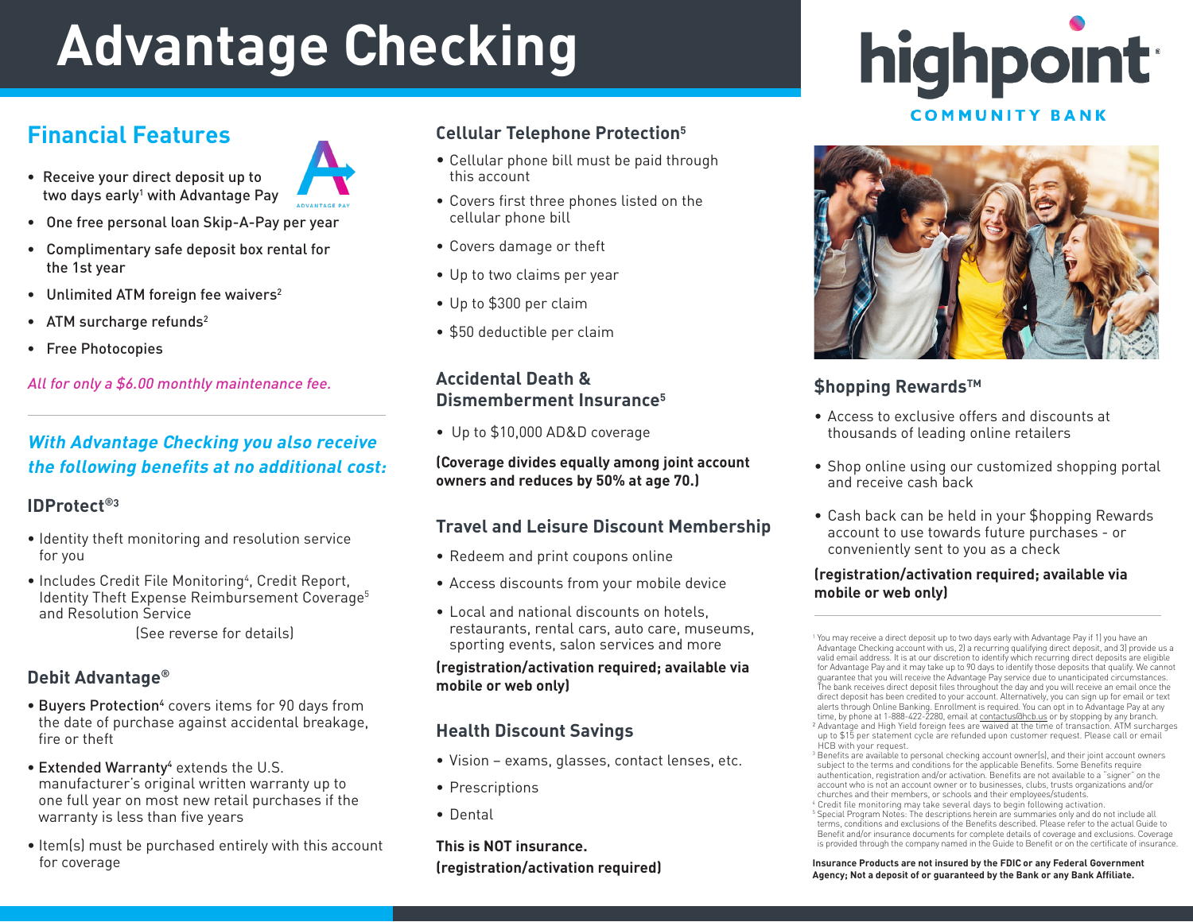# Advantage Checking

highpoint COMMUNITY BANK

## Financial Features

- Receive your direct deposit up to two days early[1] with Advantage Pay
- One free personal loan Skip-A-Pay per year
- Complimentary safe deposit box rental for the 1st year
- Unlimited ATM foreign fee waivers[2]
- ATM surcharge refunds[2]
- Free Photocopies

*All for only a $6.00 monthly maintenance fee.*

## *With Advantage Checking you also receive the following benefits at no additional cost:*

### IDProtect®[3]

- Identity theft monitoring and resolution service for you
- Includes Credit File Monitoring[4], Credit Report, Identity Theft Expense Reimbursement Coverage[5] and Resolution Service

(See reverse for details)

### Debit Advantage®

- Buyers Protection[4] covers items for 90 days from the date of purchase against accidental breakage, fire or theft
- Extended Warranty[4] extends the U.S. manufacturer's original written warranty up to one full year on most new retail purchases if the warranty is less than five years
- Item(s) must be purchased entirely with this account for coverage

### Cellular Telephone Protection[5]

- Cellular phone bill must be paid through this account
- Covers first three phones listed on the cellular phone bill
- Covers damage or theft
- Up to two claims per year
- Up to $300 per claim
- $50 deductible per claim

### Accidental Death & Dismemberment Insurance[5]

- Up to $10,000 AD&D coverage

**(Coverage divides equally among joint account owners and reduces by 50% at age 70.)**

### Travel and Leisure Discount Membership

- Redeem and print coupons online
- Access discounts from your mobile device
- Local and national discounts on hotels, restaurants, rental cars, auto care, museums, sporting events, salon services and more

**(registration/activation required; available via mobile or web only)**

### Health Discount Savings

- Vision – exams, glasses, contact lenses, etc.
- Prescriptions
- Dental

**This is NOT insurance.**
**(registration/activation required)**

### $hopping Rewards™

- Access to exclusive offers and discounts at thousands of leading online retailers
- Shop online using our customized shopping portal and receive cash back
- Cash back can be held in your $hopping Rewards account to use towards future purchases - or conveniently sent to you as a check

**(registration/activation required; available via mobile or web only)**

---

[1] You may receive a direct deposit up to two days early with Advantage Pay if 1) you have an Advantage Checking account with us, 2) a recurring qualifying direct deposit, and 3) provide us a valid email address. It is at our discretion to identify which recurring direct deposits are eligible for Advantage Pay and it may take up to 90 days to identify those deposits that qualify. We cannot guarantee that you will receive the Advantage Pay service due to unanticipated circumstances. The bank receives direct deposit files throughout the day and you will receive an email once the direct deposit has been credited to your account. Alternatively, you can sign up for email or text alerts through Online Banking. Enrollment is required. You can opt in to Advantage Pay at any time, by phone at 1-888-422-2280, email at contactus@hcb.us or by stopping by any branch.

[2] Advantage and High Yield foreign fees are waived at the time of transaction. ATM surcharges up to $15 per statement cycle are refunded upon customer request. Please call or email HCB with your request.

[3] Benefits are available to personal checking account owner(s), and their joint account owners subject to the terms and conditions for the applicable Benefits. Some Benefits require authentication, registration and/or activation. Benefits are not available to a "signer" on the account who is not an account owner or to businesses, clubs, trusts organizations and/or churches and their members, or schools and their employees/students.

[4] Credit file monitoring may take several days to begin following activation.

[5] Special Program Notes: The descriptions herein are summaries only and do not include all terms, conditions and exclusions of the Benefits described. Please refer to the actual Guide to Benefit and/or insurance documents for complete details of coverage and exclusions. Coverage is provided through the company named in the Guide to Benefit or on the certificate of insurance.

**Insurance Products are not insured by the FDIC or any Federal Government Agency; Not a deposit of or guaranteed by the Bank or any Bank Affiliate.**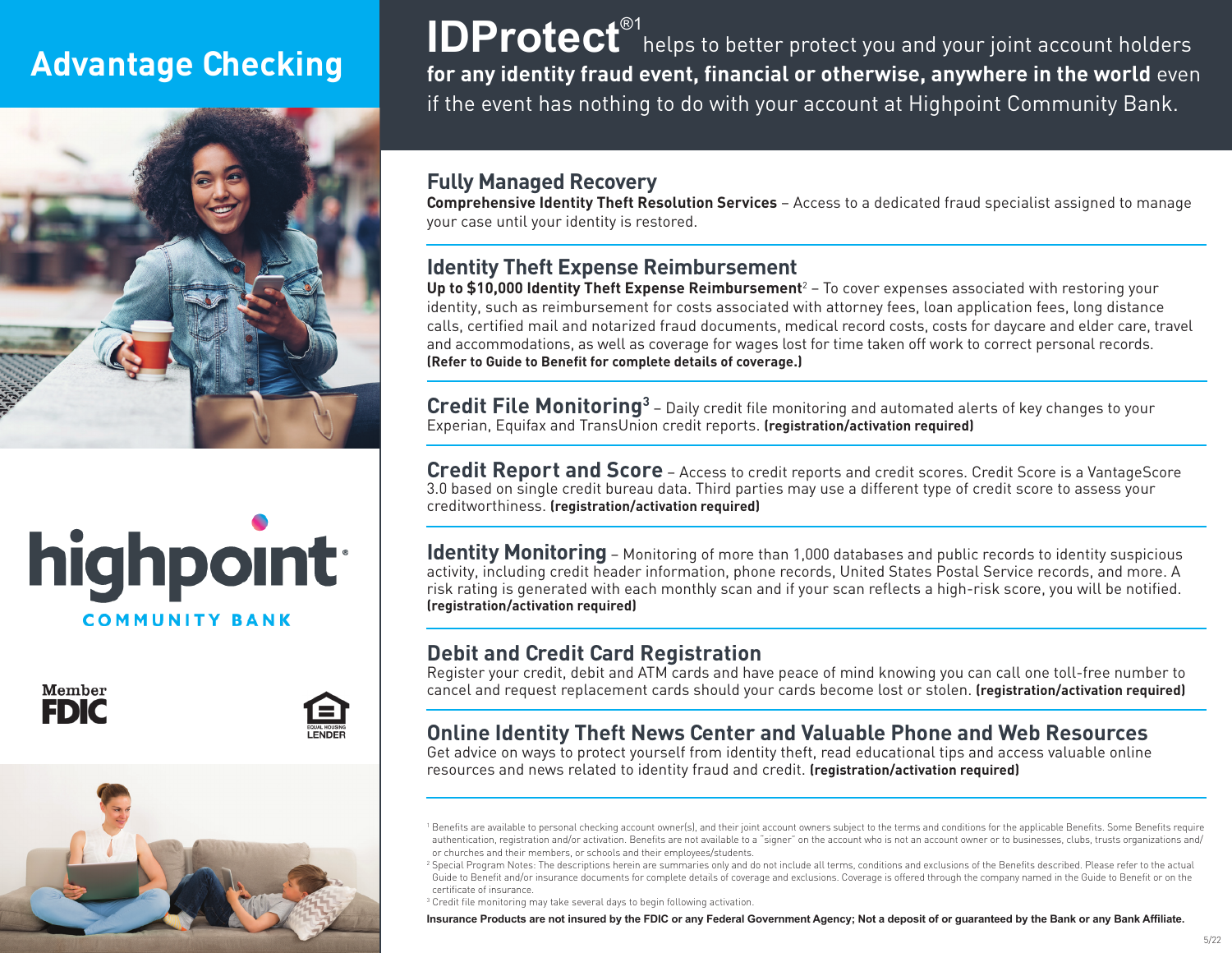# Advantage Checking

highpoint
COMMUNITY BANK

Member FDIC

EQUAL HOUSING LENDER

## IDProtect®[1] helps to better protect you and your joint account holders **for any identity fraud event, financial or otherwise, anywhere in the world** even if the event has nothing to do with your account at Highpoint Community Bank.

### Fully Managed Recovery

**Comprehensive Identity Theft Resolution Services** – Access to a dedicated fraud specialist assigned to manage your case until your identity is restored.

### Identity Theft Expense Reimbursement

**Up to $10,000 Identity Theft Expense Reimbursement**[2] – To cover expenses associated with restoring your identity, such as reimbursement for costs associated with attorney fees, loan application fees, long distance calls, certified mail and notarized fraud documents, medical record costs, costs for daycare and elder care, travel and accommodations, as well as coverage for wages lost for time taken off work to correct personal records. **(Refer to Guide to Benefit for complete details of coverage.)**

**Credit File Monitoring**[3] – Daily credit file monitoring and automated alerts of key changes to your Experian, Equifax and TransUnion credit reports. **(registration/activation required)**

**Credit Report and Score** – Access to credit reports and credit scores. Credit Score is a VantageScore 3.0 based on single credit bureau data. Third parties may use a different type of credit score to assess your creditworthiness. **(registration/activation required)**

**Identity Monitoring** – Monitoring of more than 1,000 databases and public records to identity suspicious activity, including credit header information, phone records, United States Postal Service records, and more. A risk rating is generated with each monthly scan and if your scan reflects a high-risk score, you will be notified. **(registration/activation required)**

### Debit and Credit Card Registration

Register your credit, debit and ATM cards and have peace of mind knowing you can call one toll-free number to cancel and request replacement cards should your cards become lost or stolen. **(registration/activation required)**

### Online Identity Theft News Center and Valuable Phone and Web Resources

Get advice on ways to protect yourself from identity theft, read educational tips and access valuable online resources and news related to identity fraud and credit. **(registration/activation required)**

[1] Benefits are available to personal checking account owner(s), and their joint account owners subject to the terms and conditions for the applicable Benefits. Some Benefits require authentication, registration and/or activation. Benefits are not available to a "signer" on the account who is not an account owner or to businesses, clubs, trusts organizations and/or churches and their members, or schools and their employees/students.

[2] Special Program Notes: The descriptions herein are summaries only and do not include all terms, conditions and exclusions of the Benefits described. Please refer to the actual Guide to Benefit and/or insurance documents for complete details of coverage and exclusions. Coverage is offered through the company named in the Guide to Benefit or on the certificate of insurance.

[3] Credit file monitoring may take several days to begin following activation.

**Insurance Products are not insured by the FDIC or any Federal Government Agency; Not a deposit of or guaranteed by the Bank or any Bank Affiliate.**

5/22